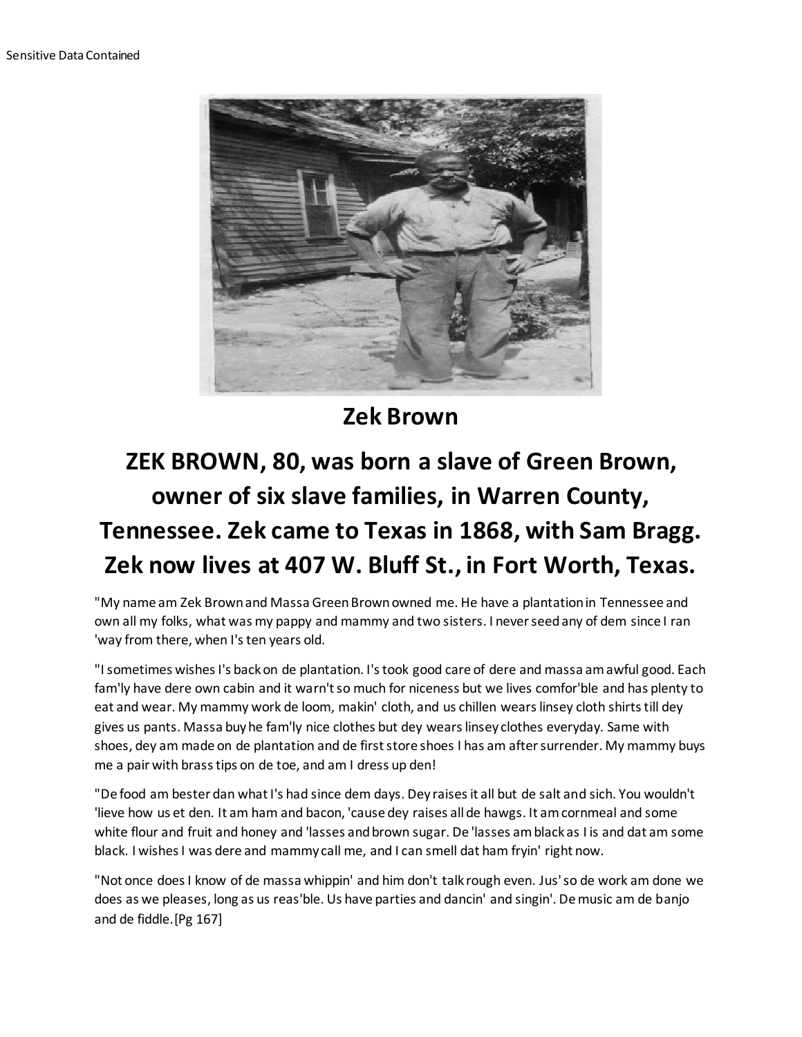Sensitive Data Contained

## Zek Brown

## ZEK BROWN, 80, was born a slave of Green Brown, owner of six slave families, in Warren County, Tennessee. Zek came to Texas in 1868, with Sam Bragg. Zek now lives at 407 W. Bluff St., in Fort Worth, Texas.

"My name am Zek Brown and Massa Green Brown owned me. He have a plantation in Tennessee and own all my folks, what was my pappy and mammy and two sisters. I never seed any of dem since I ran 'way from there, when I's ten years old.

"I sometimes wishes I's back on de plantation. I's took good care of dere and massa am awful good. Each fam'ly have dere own cabin and it warn't so much for niceness but we lives comfor'ble and has plenty to eat and wear. My mammy work de loom, makin' cloth, and us chillen wears linsey cloth shirts till dey gives us pants. Massa buy he fam'ly nice clothes but dey wears linsey clothes everyday. Same with shoes, dey am made on de plantation and de first store shoes I has am after surrender. My mammy buys me a pair with brass tips on de toe, and am I dress up den!

"De food am bester dan what I's had since dem days. Dey raises it all but de salt and sich. You wouldn't 'lieve how us et den. It am ham and bacon, 'cause dey raises all de hawgs. It am cornmeal and some white flour and fruit and honey and 'lasses and brown sugar. De 'lasses am black as I is and dat am some black. I wishes I was dere and mammy call me, and I can smell dat ham fryin' right now.

"Not once does I know of de massa whippin' and him don't talk rough even. Jus' so de work am done we does as we pleases, long as us reas'ble. Us have parties and dancin' and singin'. De music am de banjo and de fiddle.[Pg 167]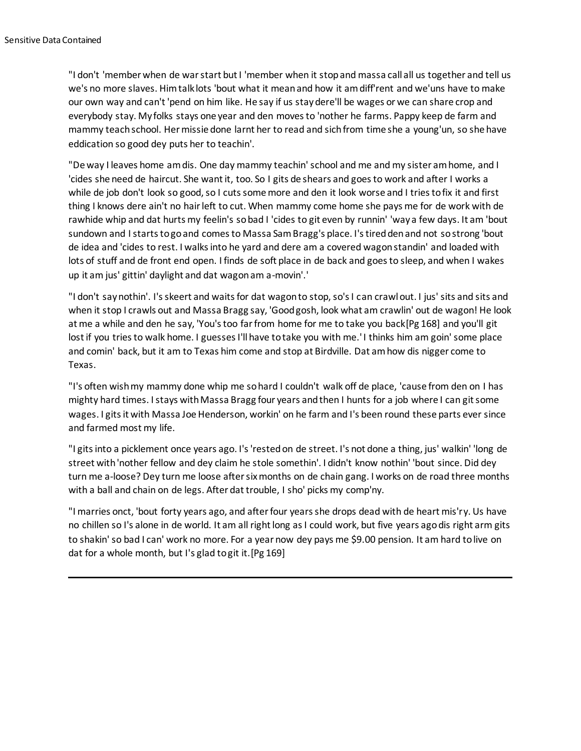"I don't 'member when de war start but I 'member when it stop and massa call all us together and tell us we's no more slaves. Him talk lots 'bout what it mean and how it am diff'rent and we'uns have to make our own way and can't 'pend on him like. He say if us stay dere'll be wages or we can share crop and everybody stay. My folks stays one year and den moves to 'nother he farms. Pappy keep de farm and mammy teach school. Her missie done larnt her to read and sich from time she a young'un, so she have eddication so good dey puts her to teachin'.

"De way I leaves home am dis. One day mammy teachin' school and me and my sister am home, and I 'cides she need de haircut. She want it, too. So I gits de shears and goes to work and after I works a while de job don't look so good, so I cuts some more and den it look worse and I tries to fix it and first thing I knows dere ain't no hair left to cut. When mammy come home she pays me for de work with de rawhide whip and dat hurts my feelin's so bad I 'cides to git even by runnin' 'way a few days. It am 'bout sundown and I starts to go and comes to Massa Sam Bragg's place. I's tired den and not so strong 'bout de idea and 'cides to rest. I walks into he yard and dere am a covered wagon standin' and loaded with lots of stuff and de front end open. I finds de soft place in de back and goes to sleep, and when I wakes up it am jus' gittin' daylight and dat wagon am a-movin'.'

"I don't say nothin'. I's skeert and waits for dat wagon to stop, so's I can crawl out. I jus' sits and sits and when it stop I crawls out and Massa Bragg say, 'Good gosh, look what am crawlin' out de wagon! He look at me a while and den he say, 'You's too far from home for me to take you back[Pg 168] and you'll git lost if you tries to walk home. I guesses I'll have to take you with me.' I thinks him am goin' some place and comin' back, but it am to Texas him come and stop at Birdville. Dat am how dis nigger come to Texas.

"I's often wish my mammy done whip me so hard I couldn't walk off de place, 'cause from den on I has mighty hard times. I stays with Massa Bragg four years and then I hunts for a job where I can git some wages. I gits it with Massa Joe Henderson, workin' on he farm and I's been round these parts ever since and farmed most my life.

"I gits into a picklement once years ago. I's 'rested on de street. I's not done a thing, jus' walkin' 'long de street with 'nother fellow and dey claim he stole somethin'. I didn't know nothin' 'bout since. Did dey turn me a-loose? Dey turn me loose after six months on de chain gang. I works on de road three months with a ball and chain on de legs. After dat trouble, I sho' picks my comp'ny.

"I marries onct, 'bout forty years ago, and after four years she drops dead with de heart mis'ry. Us have no chillen so I's alone in de world. It am all right long as I could work, but five years ago dis right arm gits to shakin' so bad I can' work no more. For a year now dey pays me $9.00 pension. It am hard to live on dat for a whole month, but I's glad to git it.[Pg 169]

---